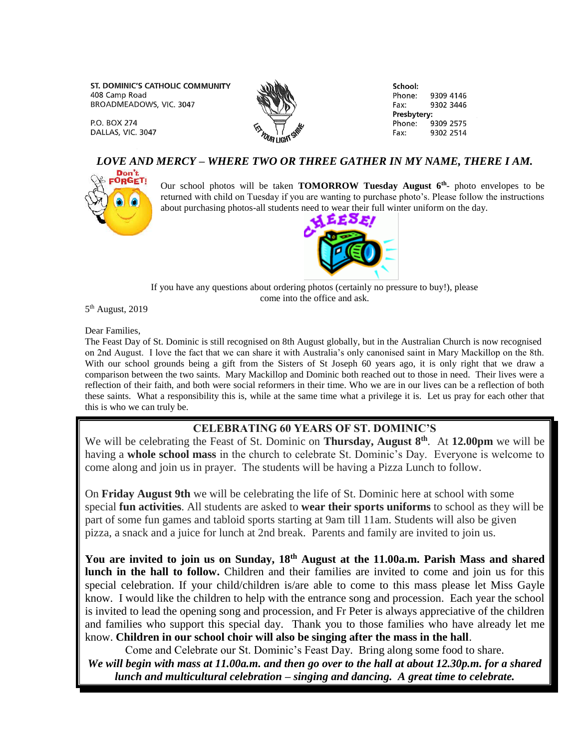ST. DOMINIC'S CATHOLIC COMMUNITY
408 Camp Road
BROADMEADOWS, VIC. 3047

P.O. BOX 274
DALLAS, VIC. 3047

LET YOUR LIGHT SHINE

**School:**
Phone: 9309 4146
Fax: 9302 3446
**Presbytery:**
Phone: 9309 2575
Fax: 9302 2514

***LOVE AND MERCY – WHERE TWO OR THREE GATHER IN MY NAME, THERE I AM.***

Don't FORGET!

Our school photos will be taken **TOMORROW Tuesday August 6th**- photo envelopes to be returned with child on Tuesday if you are wanting to purchase photo's. Please follow the instructions about purchasing photos-all students need to wear their full winter uniform on the day.

CHEESE!

If you have any questions about ordering photos (certainly no pressure to buy!), please come into the office and ask.

5th August, 2019

Dear Families,

The Feast Day of St. Dominic is still recognised on 8th August globally, but in the Australian Church is now recognised on 2nd August. I love the fact that we can share it with Australia's only canonised saint in Mary Mackillop on the 8th. With our school grounds being a gift from the Sisters of St Joseph 60 years ago, it is only right that we draw a comparison between the two saints. Mary Mackillop and Dominic both reached out to those in need. Their lives were a reflection of their faith, and both were social reformers in their time. Who we are in our lives can be a reflection of both these saints. What a responsibility this is, while at the same time what a privilege it is. Let us pray for each other that this is who we can truly be.

## CELEBRATING 60 YEARS OF ST. DOMINIC'S

We will be celebrating the Feast of St. Dominic on **Thursday, August 8th**. At **12.00pm** we will be having a **whole school mass** in the church to celebrate St. Dominic's Day. Everyone is welcome to come along and join us in prayer. The students will be having a Pizza Lunch to follow.

On **Friday August 9th** we will be celebrating the life of St. Dominic here at school with some special **fun activities**. All students are asked to **wear their sports uniforms** to school as they will be part of some fun games and tabloid sports starting at 9am till 11am. Students will also be given pizza, a snack and a juice for lunch at 2nd break. Parents and family are invited to join us.

**You are invited to join us on Sunday, 18th August at the 11.00a.m. Parish Mass and shared lunch in the hall to follow.** Children and their families are invited to come and join us for this special celebration. If your child/children is/are able to come to this mass please let Miss Gayle know. I would like the children to help with the entrance song and procession. Each year the school is invited to lead the opening song and procession, and Fr Peter is always appreciative of the children and families who support this special day. Thank you to those families who have already let me know. **Children in our school choir will also be singing after the mass in the hall**.

Come and Celebrate our St. Dominic's Feast Day. Bring along some food to share.

***We will begin with mass at 11.00a.m. and then go over to the hall at about 12.30p.m. for a shared lunch and multicultural celebration – singing and dancing. A great time to celebrate.***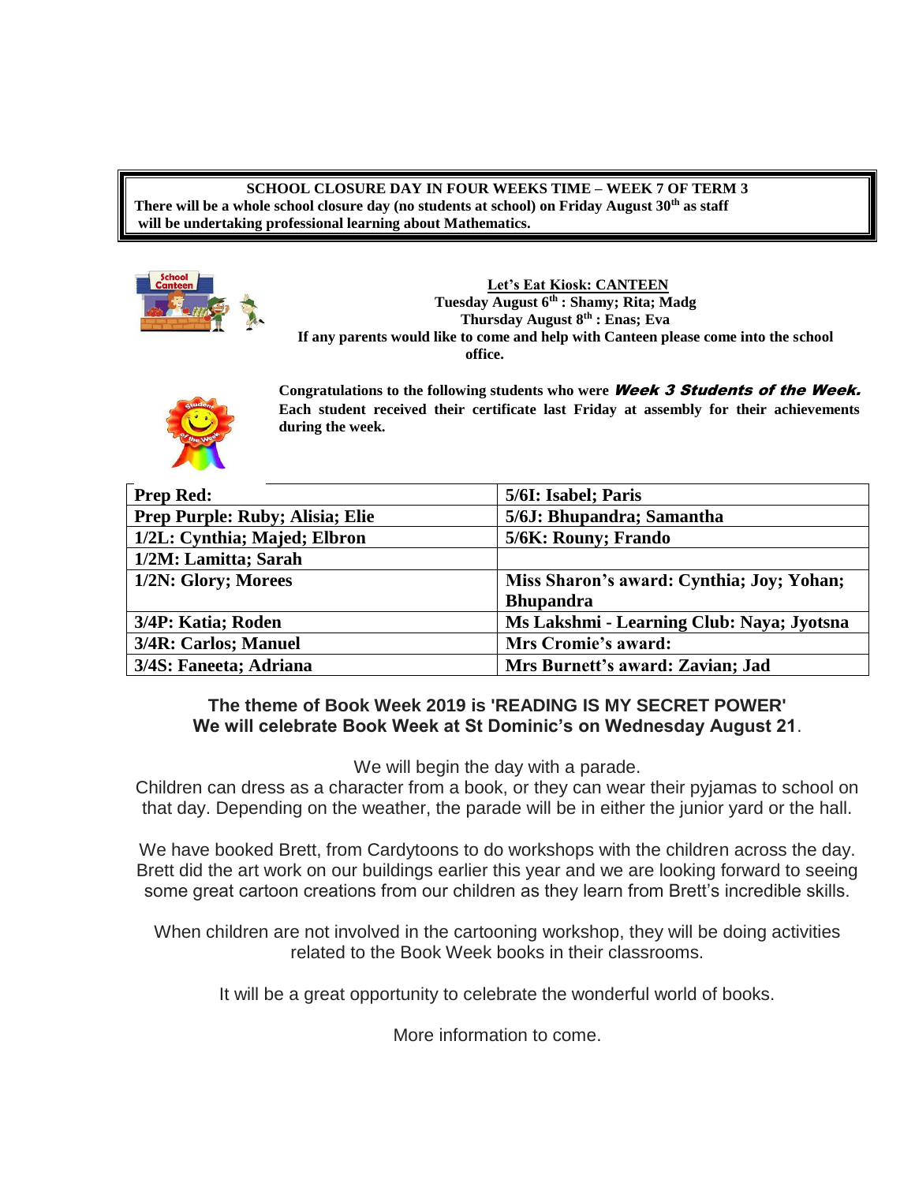**SCHOOL CLOSURE DAY IN FOUR WEEKS TIME – WEEK 7 OF TERM 3**
**There will be a whole school closure day (no students at school) on Friday August 30th as staff will be undertaking professional learning about Mathematics.**

**Let's Eat Kiosk: CANTEEN**
**Tuesday August 6th : Shamy; Rita; Madg**
**Thursday August 8th : Enas; Eva**
**If any parents would like to come and help with Canteen please come into the school office.**

**Congratulations to the following students who were *Week 3 Students of the Week.* Each student received their certificate last Friday at assembly for their achievements during the week.**

| | |
|---|---|
| **Prep Red:** | **5/6I: Isabel; Paris** |
| **Prep Purple: Ruby; Alisia; Elie** | **5/6J: Bhupandra; Samantha** |
| **1/2L: Cynthia; Majed; Elbron** | **5/6K: Rouny; Frando** |
| **1/2M: Lamitta; Sarah** | |
| **1/2N: Glory; Morees** | **Miss Sharon's award: Cynthia; Joy; Yohan; Bhupandra** |
| **3/4P: Katia; Roden** | **Ms Lakshmi - Learning Club: Naya; Jyotsna** |
| **3/4R: Carlos; Manuel** | **Mrs Cromie's award:** |
| **3/4S: Faneeta; Adriana** | **Mrs Burnett's award: Zavian; Jad** |

**The theme of Book Week 2019 is 'READING IS MY SECRET POWER'**
**We will celebrate Book Week at St Dominic's on Wednesday August 21**.

We will begin the day with a parade.
Children can dress as a character from a book, or they can wear their pyjamas to school on that day. Depending on the weather, the parade will be in either the junior yard or the hall.

We have booked Brett, from Cardytoons to do workshops with the children across the day. Brett did the art work on our buildings earlier this year and we are looking forward to seeing some great cartoon creations from our children as they learn from Brett's incredible skills.

When children are not involved in the cartooning workshop, they will be doing activities related to the Book Week books in their classrooms.

It will be a great opportunity to celebrate the wonderful world of books.

More information to come.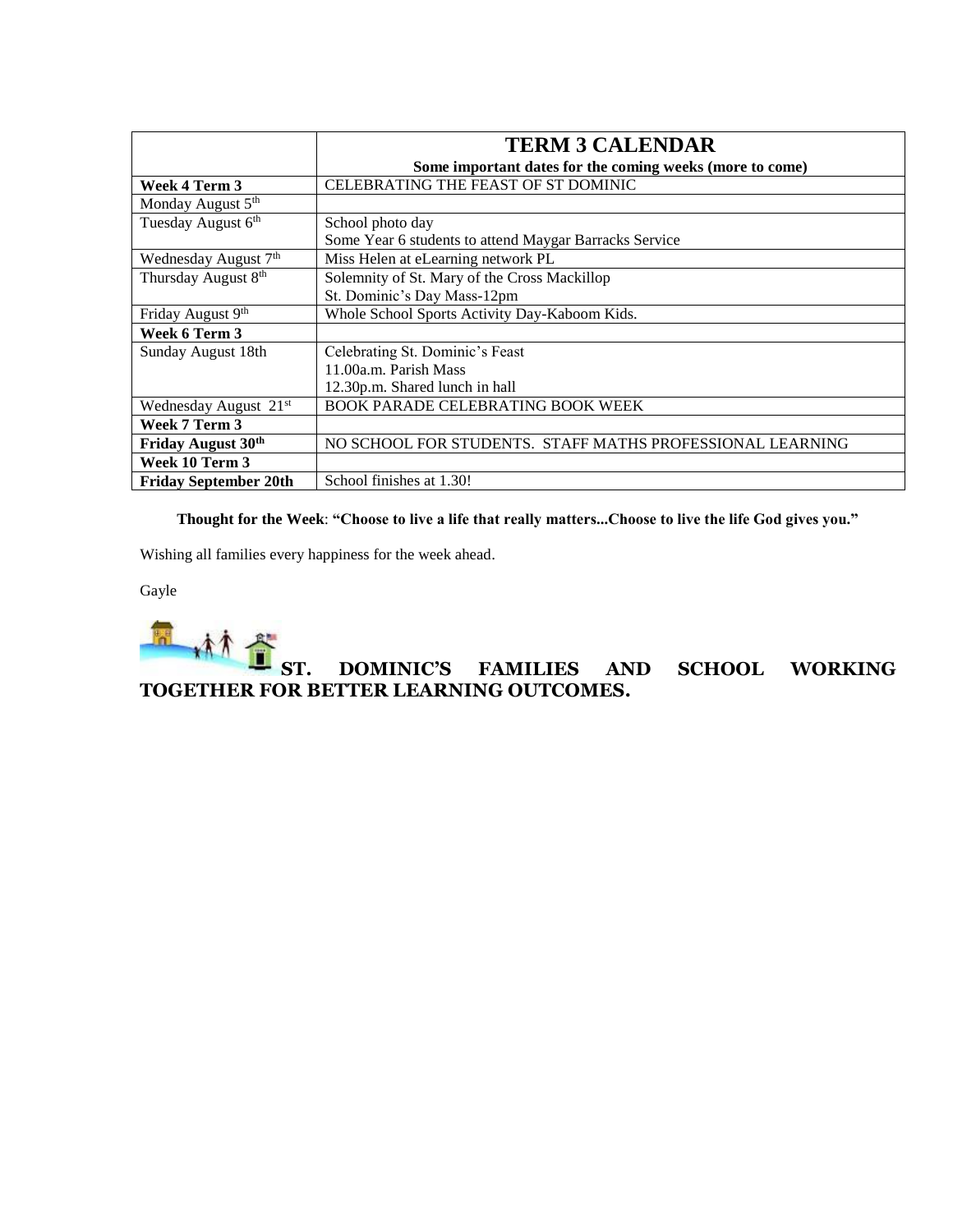| | **TERM 3 CALENDAR**<br>**Some important dates for the coming weeks (more to come)** |
|---|---|
| **Week 4 Term 3** | CELEBRATING THE FEAST OF ST DOMINIC |
| Monday August 5th | |
| Tuesday August 6th | School photo day<br>Some Year 6 students to attend Maygar Barracks Service |
| Wednesday August 7th | Miss Helen at eLearning network PL |
| Thursday August 8th | Solemnity of St. Mary of the Cross Mackillop<br>St. Dominic's Day Mass-12pm |
| Friday August 9th | Whole School Sports Activity Day-Kaboom Kids. |
| **Week 6 Term 3** | |
| Sunday August 18th | Celebrating St. Dominic's Feast<br>11.00a.m. Parish Mass<br>12.30p.m. Shared lunch in hall |
| Wednesday August 21st | BOOK PARADE CELEBRATING BOOK WEEK |
| **Week 7 Term 3** | |
| **Friday August 30th** | NO SCHOOL FOR STUDENTS. STAFF MATHS PROFESSIONAL LEARNING |
| **Week 10 Term 3** | |
| **Friday September 20th** | School finishes at 1.30! |

**Thought for the Week**: **"Choose to live a life that really matters...Choose to live the life God gives you."**

Wishing all families every happiness for the week ahead.

Gayle

**ST. DOMINIC'S FAMILIES AND SCHOOL WORKING TOGETHER FOR BETTER LEARNING OUTCOMES.**